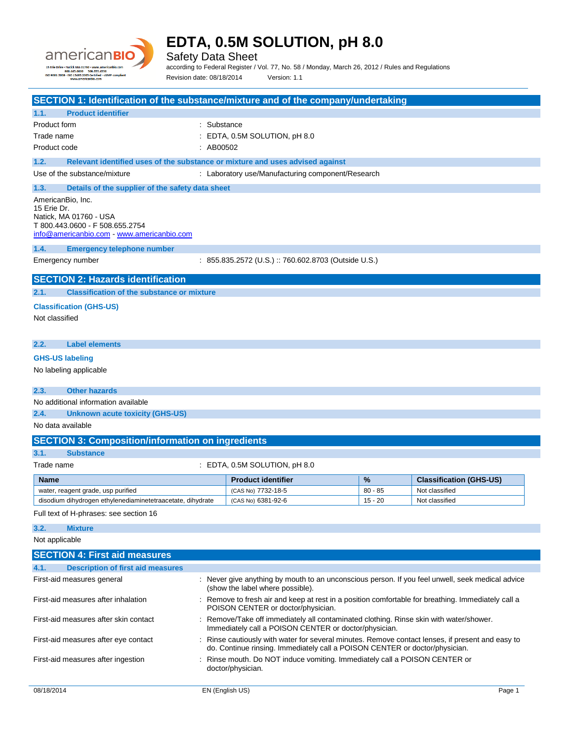# EDTA, 0.5M SOLUTION, pH 8.0

Safety Data Sheet

according to Federal Register / Vol. 77, No. 58 / Monday, March 26, 2012 / Rules and Regulations

Revision date: 08/18/2014 Version: 1.1

## SECTION 1: Identification of the substance/mixture and of the company/undertaking

### 1.1. Product identifier

| | |
|---|---|
| Product form | : Substance |
| Trade name | : EDTA, 0.5M SOLUTION, pH 8.0 |
| Product code | : AB00502 |

### 1.2. Relevant identified uses of the substance or mixture and uses advised against

Use of the substance/mixture : Laboratory use/Manufacturing component/Research

### 1.3. Details of the supplier of the safety data sheet

AmericanBio, Inc.
15 Erie Dr.
Natick, MA 01760 - USA
T 800.443.0600 - F 508.655.2754
info@americanbio.com - www.americanbio.com

### 1.4. Emergency telephone number

Emergency number : 855.835.2572 (U.S.) :: 760.602.8703 (Outside U.S.)

## SECTION 2: Hazards identification

### 2.1. Classification of the substance or mixture

**Classification (GHS-US)**

Not classified

### 2.2. Label elements

**GHS-US labeling**

No labeling applicable

### 2.3. Other hazards

No additional information available

### 2.4. Unknown acute toxicity (GHS-US)

No data available

## SECTION 3: Composition/information on ingredients

### 3.1. Substance

Trade name : EDTA, 0.5M SOLUTION, pH 8.0

| Name | Product identifier | % | Classification (GHS-US) |
|---|---|---|---|
| water, reagent grade, usp purified | (CAS No) 7732-18-5 | 80 - 85 | Not classified |
| disodium dihydrogen ethylenediaminetetraacetate, dihydrate | (CAS No) 6381-92-6 | 15 - 20 | Not classified |

Full text of H-phrases: see section 16

### 3.2. Mixture

Not applicable

## SECTION 4: First aid measures

### 4.1. Description of first aid measures

| | |
|---|---|
| First-aid measures general | : Never give anything by mouth to an unconscious person. If you feel unwell, seek medical advice (show the label where possible). |
| First-aid measures after inhalation | : Remove to fresh air and keep at rest in a position comfortable for breathing. Immediately call a POISON CENTER or doctor/physician. |
| First-aid measures after skin contact | : Remove/Take off immediately all contaminated clothing. Rinse skin with water/shower. Immediately call a POISON CENTER or doctor/physician. |
| First-aid measures after eye contact | : Rinse cautiously with water for several minutes. Remove contact lenses, if present and easy to do. Continue rinsing. Immediately call a POISON CENTER or doctor/physician. |
| First-aid measures after ingestion | : Rinse mouth. Do NOT induce vomiting. Immediately call a POISON CENTER or doctor/physician. |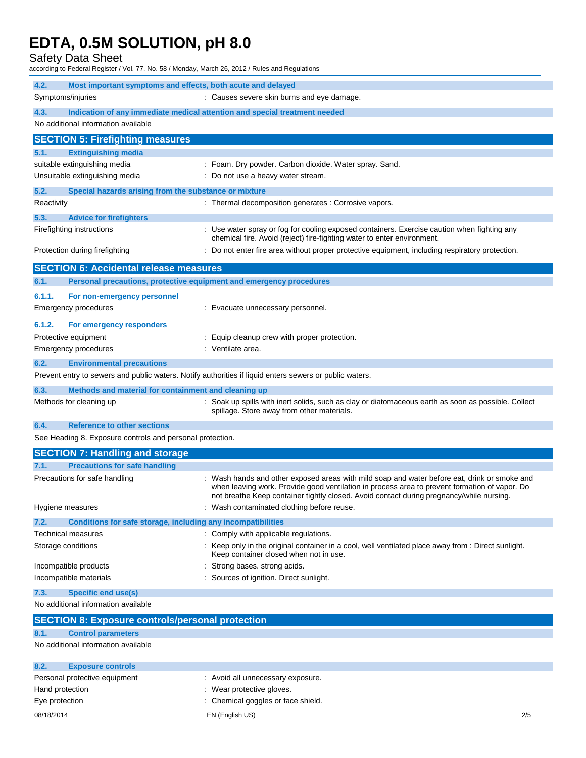### 4.2. Most important symptoms and effects, both acute and delayed

Symptoms/injuries : Causes severe skin burns and eye damage.

### 4.3. Indication of any immediate medical attention and special treatment needed

No additional information available

## SECTION 5: Firefighting measures

### 5.1. Extinguishing media

suitable extinguishing media : Foam. Dry powder. Carbon dioxide. Water spray. Sand.

Unsuitable extinguishing media : Do not use a heavy water stream.

### 5.2. Special hazards arising from the substance or mixture

Reactivity : Thermal decomposition generates : Corrosive vapors.

### 5.3. Advice for firefighters

Firefighting instructions : Use water spray or fog for cooling exposed containers. Exercise caution when fighting any chemical fire. Avoid (reject) fire-fighting water to enter environment.

Protection during firefighting : Do not enter fire area without proper protective equipment, including respiratory protection.

## SECTION 6: Accidental release measures

### 6.1. Personal precautions, protective equipment and emergency procedures

#### 6.1.1. For non-emergency personnel

Emergency procedures : Evacuate unnecessary personnel.

#### 6.1.2. For emergency responders

Protective equipment : Equip cleanup crew with proper protection.

Emergency procedures : Ventilate area.

### 6.2. Environmental precautions

Prevent entry to sewers and public waters. Notify authorities if liquid enters sewers or public waters.

### 6.3. Methods and material for containment and cleaning up

Methods for cleaning up : Soak up spills with inert solids, such as clay or diatomaceous earth as soon as possible. Collect spillage. Store away from other materials.

### 6.4. Reference to other sections

See Heading 8. Exposure controls and personal protection.

## SECTION 7: Handling and storage

### 7.1. Precautions for safe handling

Precautions for safe handling : Wash hands and other exposed areas with mild soap and water before eat, drink or smoke and when leaving work. Provide good ventilation in process area to prevent formation of vapor. Do not breathe Keep container tightly closed. Avoid contact during pregnancy/while nursing.

Hygiene measures : Wash contaminated clothing before reuse.

### 7.2. Conditions for safe storage, including any incompatibilities

Technical measures : Comply with applicable regulations.

Storage conditions : Keep only in the original container in a cool, well ventilated place away from : Direct sunlight. Keep container closed when not in use.

Incompatible products : Strong bases. strong acids.

Incompatible materials : Sources of ignition. Direct sunlight.

### 7.3. Specific end use(s)

No additional information available

## SECTION 8: Exposure controls/personal protection

### 8.1. Control parameters

No additional information available

### 8.2. Exposure controls

Personal protective equipment : Avoid all unnecessary exposure.

Hand protection : Wear protective gloves.

Eye protection : Chemical goggles or face shield.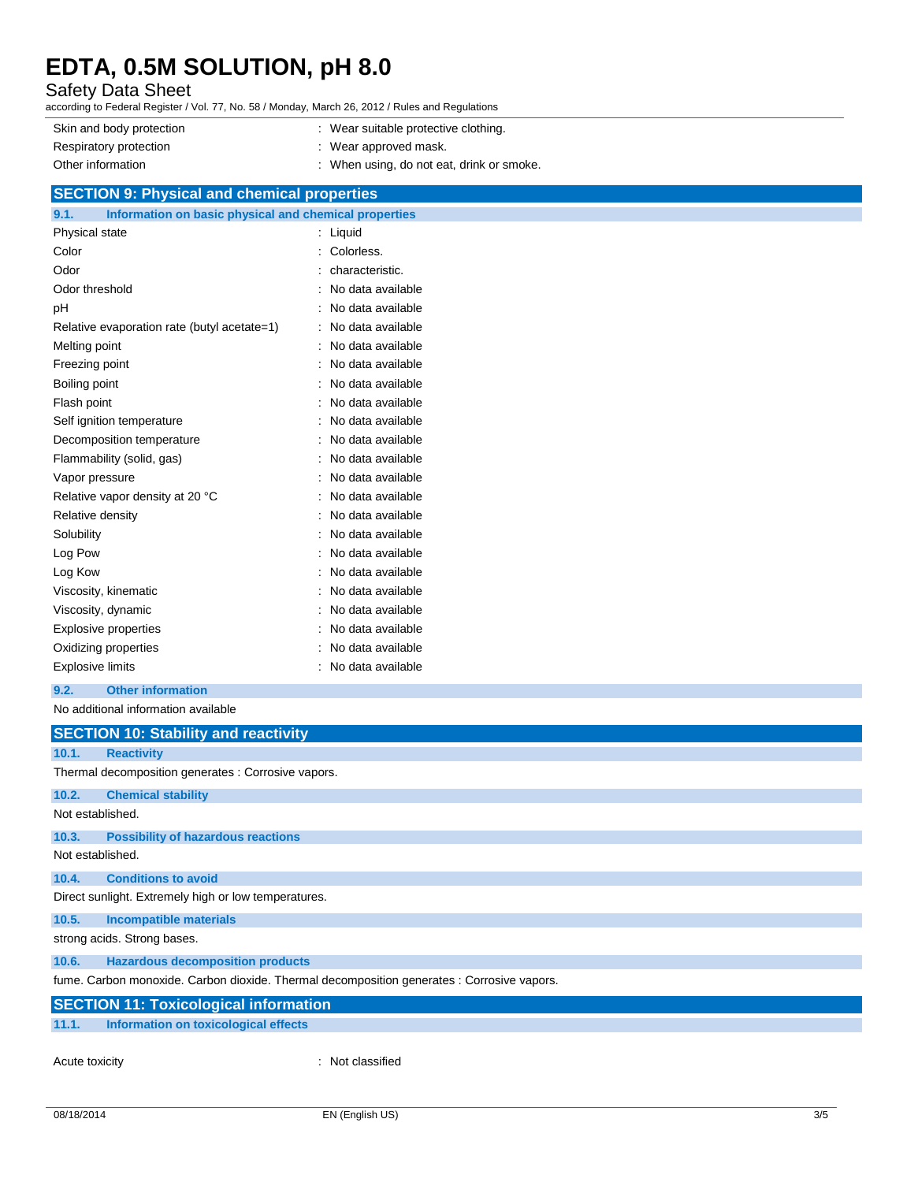| | |
|---|---|
| Skin and body protection | : Wear suitable protective clothing. |
| Respiratory protection | : Wear approved mask. |
| Other information | : When using, do not eat, drink or smoke. |

## SECTION 9: Physical and chemical properties

### 9.1. Information on basic physical and chemical properties

| | |
|---|---|
| Physical state | : Liquid |
| Color | : Colorless. |
| Odor | : characteristic. |
| Odor threshold | : No data available |
| pH | : No data available |
| Relative evaporation rate (butyl acetate=1) | : No data available |
| Melting point | : No data available |
| Freezing point | : No data available |
| Boiling point | : No data available |
| Flash point | : No data available |
| Self ignition temperature | : No data available |
| Decomposition temperature | : No data available |
| Flammability (solid, gas) | : No data available |
| Vapor pressure | : No data available |
| Relative vapor density at 20 °C | : No data available |
| Relative density | : No data available |
| Solubility | : No data available |
| Log Pow | : No data available |
| Log Kow | : No data available |
| Viscosity, kinematic | : No data available |
| Viscosity, dynamic | : No data available |
| Explosive properties | : No data available |
| Oxidizing properties | : No data available |
| Explosive limits | : No data available |

### 9.2. Other information

No additional information available

## SECTION 10: Stability and reactivity

### 10.1. Reactivity

Thermal decomposition generates : Corrosive vapors.

### 10.2. Chemical stability

Not established.

### 10.3. Possibility of hazardous reactions

Not established.

### 10.4. Conditions to avoid

Direct sunlight. Extremely high or low temperatures.

### 10.5. Incompatible materials

strong acids. Strong bases.

### 10.6. Hazardous decomposition products

fume. Carbon monoxide. Carbon dioxide. Thermal decomposition generates : Corrosive vapors.

## SECTION 11: Toxicological information

### 11.1. Information on toxicological effects

| | |
|---|---|
| Acute toxicity | : Not classified |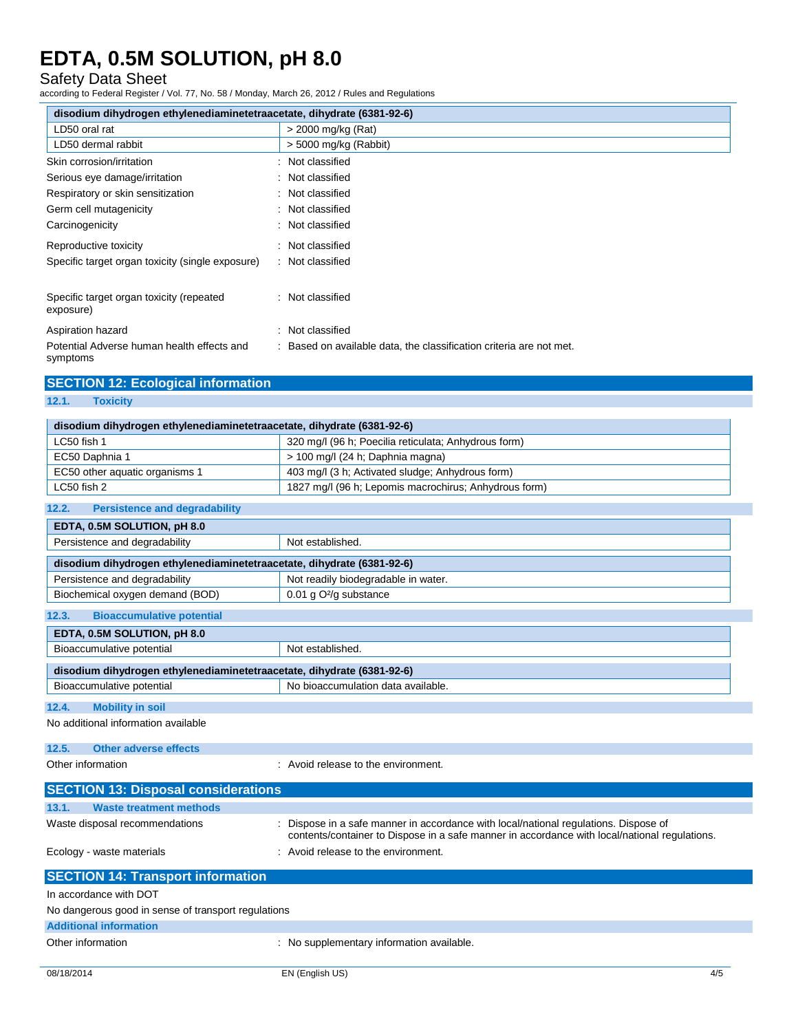| disodium dihydrogen ethylenediaminetetraacetate, dihydrate (6381-92-6) | |
|---|---|
| LD50 oral rat | > 2000 mg/kg (Rat) |
| LD50 dermal rabbit | > 5000 mg/kg (Rabbit) |

Skin corrosion/irritation : Not classified

Serious eye damage/irritation : Not classified

Respiratory or skin sensitization : Not classified

Germ cell mutagenicity : Not classified

Carcinogenicity : Not classified

Reproductive toxicity : Not classified

Specific target organ toxicity (single exposure) : Not classified

Specific target organ toxicity (repeated exposure) : Not classified

Aspiration hazard : Not classified

Potential Adverse human health effects and symptoms : Based on available data, the classification criteria are not met.

## SECTION 12: Ecological information

### 12.1. Toxicity

| disodium dihydrogen ethylenediaminetetraacetate, dihydrate (6381-92-6) | |
|---|---|
| LC50 fish 1 | 320 mg/l (96 h; Poecilia reticulata; Anhydrous form) |
| EC50 Daphnia 1 | > 100 mg/l (24 h; Daphnia magna) |
| EC50 other aquatic organisms 1 | 403 mg/l (3 h; Activated sludge; Anhydrous form) |
| LC50 fish 2 | 1827 mg/l (96 h; Lepomis macrochirus; Anhydrous form) |

### 12.2. Persistence and degradability

| EDTA, 0.5M SOLUTION, pH 8.0 | |
|---|---|
| Persistence and degradability | Not established. |

| disodium dihydrogen ethylenediaminetetraacetate, dihydrate (6381-92-6) | |
|---|---|
| Persistence and degradability | Not readily biodegradable in water. |
| Biochemical oxygen demand (BOD) | 0.01 g $O^2$/g substance |

### 12.3. Bioaccumulative potential

| EDTA, 0.5M SOLUTION, pH 8.0 | |
|---|---|
| Bioaccumulative potential | Not established. |

| disodium dihydrogen ethylenediaminetetraacetate, dihydrate (6381-92-6) | |
|---|---|
| Bioaccumulative potential | No bioaccumulation data available. |

### 12.4. Mobility in soil

No additional information available

### 12.5. Other adverse effects

Other information : Avoid release to the environment.

## SECTION 13: Disposal considerations

### 13.1. Waste treatment methods

Waste disposal recommendations : Dispose in a safe manner in accordance with local/national regulations. Dispose of contents/container to Dispose in a safe manner in accordance with local/national regulations.

Ecology - waste materials : Avoid release to the environment.

## SECTION 14: Transport information

In accordance with DOT

No dangerous good in sense of transport regulations

### Additional information

Other information : No supplementary information available.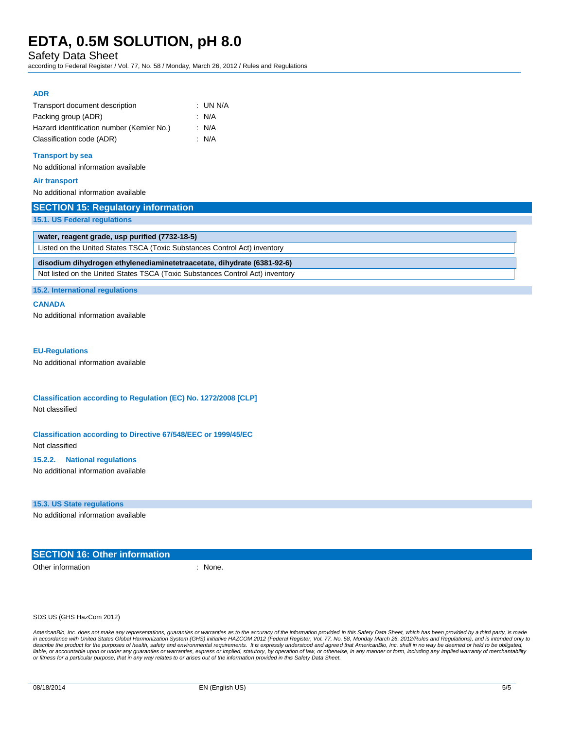#### ADR

| | |
|---|---|
| Transport document description | : UN N/A |
| Packing group (ADR) | : N/A |
| Hazard identification number (Kemler No.) | : N/A |
| Classification code (ADR) | : N/A |

#### Transport by sea

No additional information available

#### Air transport

No additional information available

## SECTION 15: Regulatory information

### 15.1. US Federal regulations

| **water, reagent grade, usp purified (7732-18-5)** |
|---|
| Listed on the United States TSCA (Toxic Substances Control Act) inventory |

| **disodium dihydrogen ethylenediaminetetraacetate, dihydrate (6381-92-6)** |
|---|
| Not listed on the United States TSCA (Toxic Substances Control Act) inventory |

### 15.2. International regulations

#### CANADA

No additional information available

#### EU-Regulations

No additional information available

#### Classification according to Regulation (EC) No. 1272/2008 [CLP]

Not classified

#### Classification according to Directive 67/548/EEC or 1999/45/EC

Not classified

#### 15.2.2. National regulations

No additional information available

### 15.3. US State regulations

No additional information available

## SECTION 16: Other information

Other information : None.

SDS US (GHS HazCom 2012)

*AmericanBio, Inc. does not make any representations, guaranties or warranties as to the accuracy of the information provided in this Safety Data Sheet, which has been provided by a third party, is made in accordance with United States Global Harmonization System (GHS) initiative HAZCOM 2012 (Federal Register, Vol. 77, No. 58, Monday March 26, 2012/Rules and Regulations), and is intended only to describe the product for the purposes of health, safety and environmental requirements. It is expressly understood and agreed that AmericanBio, Inc. shall in no way be deemed or held to be obligated, liable, or accountable upon or under any guaranties or warranties, express or implied, statutory, by operation of law, or otherwise, in any manner or form, including any implied warranty of merchantability or fitness for a particular purpose, that in any way relates to or arises out of the information provided in this Safety Data Sheet.*